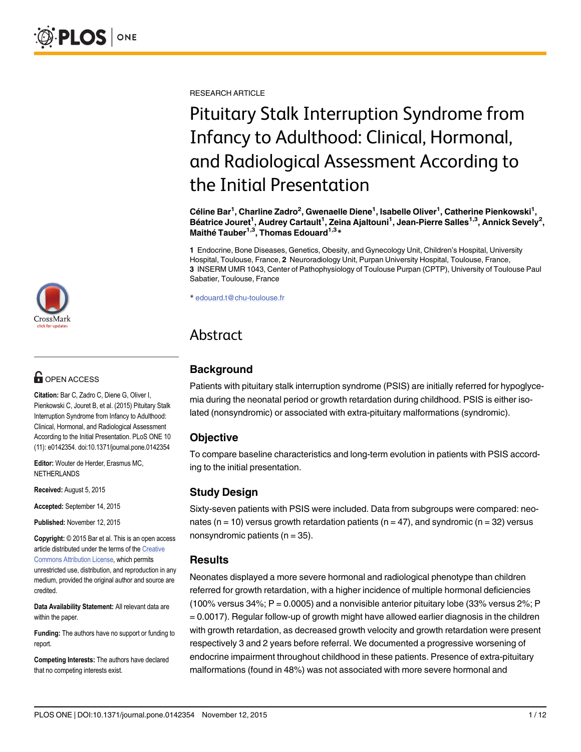RESEARCH ARTICLE

# Pituitary Stalk Interruption Syndrome from Infancy to Adulthood: Clinical, Hormonal, and Radiological Assessment According to the Initial Presentation

**Céline Bar[1], Charline Zadro[2], Gwenaelle Diene[1], Isabelle Oliver[1], Catherine Pienkowski[1], Béatrice Jouret[1], Audrey Cartault[1], Zeina Ajaltouni[1], Jean-Pierre Salles[1,3], Annick Sevely[2], Maithé Tauber[1,3], Thomas Edouard[1,3]***

**1** Endocrine, Bone Diseases, Genetics, Obesity, and Gynecology Unit, Children's Hospital, University Hospital, Toulouse, France, **2** Neuroradiology Unit, Purpan University Hospital, Toulouse, France, **3** INSERM UMR 1043, Center of Pathophysiology of Toulouse Purpan (CPTP), University of Toulouse Paul Sabatier, Toulouse, France

* edouard.t@chu-toulouse.fr

OPEN ACCESS

**Citation:** Bar C, Zadro C, Diene G, Oliver I, Pienkowski C, Jouret B, et al. (2015) Pituitary Stalk Interruption Syndrome from Infancy to Adulthood: Clinical, Hormonal, and Radiological Assessment According to the Initial Presentation. PLoS ONE 10 (11): e0142354. doi:10.1371/journal.pone.0142354

**Editor:** Wouter de Herder, Erasmus MC, NETHERLANDS

**Received:** August 5, 2015

**Accepted:** September 14, 2015

**Published:** November 12, 2015

**Copyright:** © 2015 Bar et al. This is an open access article distributed under the terms of the Creative Commons Attribution License, which permits unrestricted use, distribution, and reproduction in any medium, provided the original author and source are credited.

**Data Availability Statement:** All relevant data are within the paper.

**Funding:** The authors have no support or funding to report.

**Competing Interests:** The authors have declared that no competing interests exist.

## Abstract

### Background

Patients with pituitary stalk interruption syndrome (PSIS) are initially referred for hypoglycemia during the neonatal period or growth retardation during childhood. PSIS is either isolated (nonsyndromic) or associated with extra-pituitary malformations (syndromic).

### Objective

To compare baseline characteristics and long-term evolution in patients with PSIS according to the initial presentation.

### Study Design

Sixty-seven patients with PSIS were included. Data from subgroups were compared: neonates (n = 10) versus growth retardation patients (n = 47), and syndromic (n = 32) versus nonsyndromic patients (n = 35).

### Results

Neonates displayed a more severe hormonal and radiological phenotype than children referred for growth retardation, with a higher incidence of multiple hormonal deficiencies (100% versus 34%; P = 0.0005) and a nonvisible anterior pituitary lobe (33% versus 2%; P = 0.0017). Regular follow-up of growth might have allowed earlier diagnosis in the children with growth retardation, as decreased growth velocity and growth retardation were present respectively 3 and 2 years before referral. We documented a progressive worsening of endocrine impairment throughout childhood in these patients. Presence of extra-pituitary malformations (found in 48%) was not associated with more severe hormonal and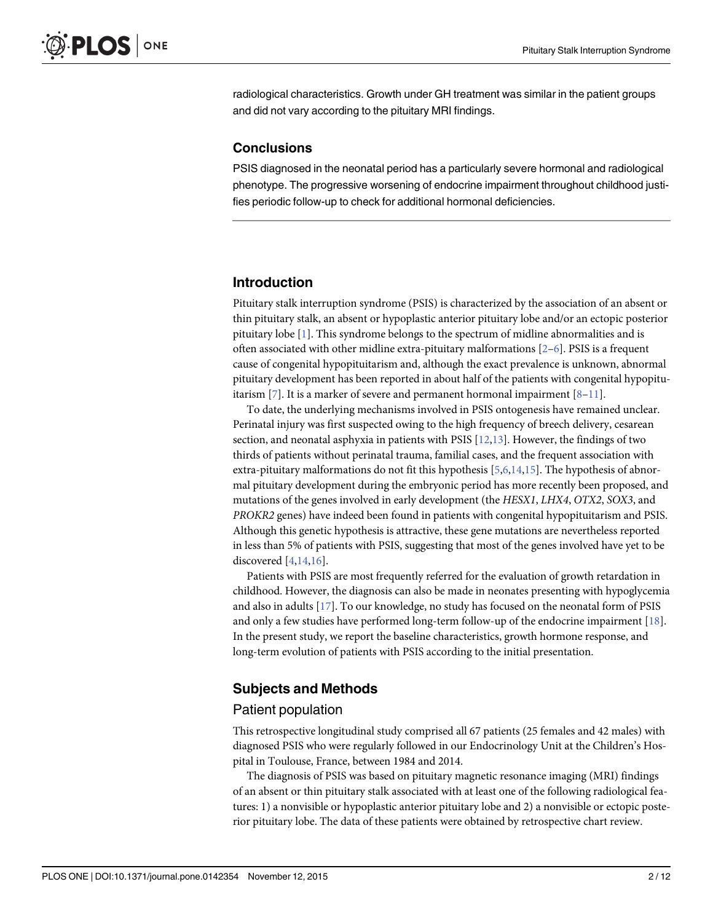radiological characteristics. Growth under GH treatment was similar in the patient groups and did not vary according to the pituitary MRI findings.

## Conclusions

PSIS diagnosed in the neonatal period has a particularly severe hormonal and radiological phenotype. The progressive worsening of endocrine impairment throughout childhood justifies periodic follow-up to check for additional hormonal deficiencies.

## Introduction

Pituitary stalk interruption syndrome (PSIS) is characterized by the association of an absent or thin pituitary stalk, an absent or hypoplastic anterior pituitary lobe and/or an ectopic posterior pituitary lobe [1]. This syndrome belongs to the spectrum of midline abnormalities and is often associated with other midline extra-pituitary malformations [2–6]. PSIS is a frequent cause of congenital hypopituitarism and, although the exact prevalence is unknown, abnormal pituitary development has been reported in about half of the patients with congenital hypopituitarism [7]. It is a marker of severe and permanent hormonal impairment [8–11].

To date, the underlying mechanisms involved in PSIS ontogenesis have remained unclear. Perinatal injury was first suspected owing to the high frequency of breech delivery, cesarean section, and neonatal asphyxia in patients with PSIS [12,13]. However, the findings of two thirds of patients without perinatal trauma, familial cases, and the frequent association with extra-pituitary malformations do not fit this hypothesis [5,6,14,15]. The hypothesis of abnormal pituitary development during the embryonic period has more recently been proposed, and mutations of the genes involved in early development (the *HESX1*, *LHX4*, *OTX2*, *SOX3*, and *PROKR2* genes) have indeed been found in patients with congenital hypopituitarism and PSIS. Although this genetic hypothesis is attractive, these gene mutations are nevertheless reported in less than 5% of patients with PSIS, suggesting that most of the genes involved have yet to be discovered [4,14,16].

Patients with PSIS are most frequently referred for the evaluation of growth retardation in childhood. However, the diagnosis can also be made in neonates presenting with hypoglycemia and also in adults [17]. To our knowledge, no study has focused on the neonatal form of PSIS and only a few studies have performed long-term follow-up of the endocrine impairment [18]. In the present study, we report the baseline characteristics, growth hormone response, and long-term evolution of patients with PSIS according to the initial presentation.

## Subjects and Methods

### Patient population

This retrospective longitudinal study comprised all 67 patients (25 females and 42 males) with diagnosed PSIS who were regularly followed in our Endocrinology Unit at the Children's Hospital in Toulouse, France, between 1984 and 2014.

The diagnosis of PSIS was based on pituitary magnetic resonance imaging (MRI) findings of an absent or thin pituitary stalk associated with at least one of the following radiological features: 1) a nonvisible or hypoplastic anterior pituitary lobe and 2) a nonvisible or ectopic posterior pituitary lobe. The data of these patients were obtained by retrospective chart review.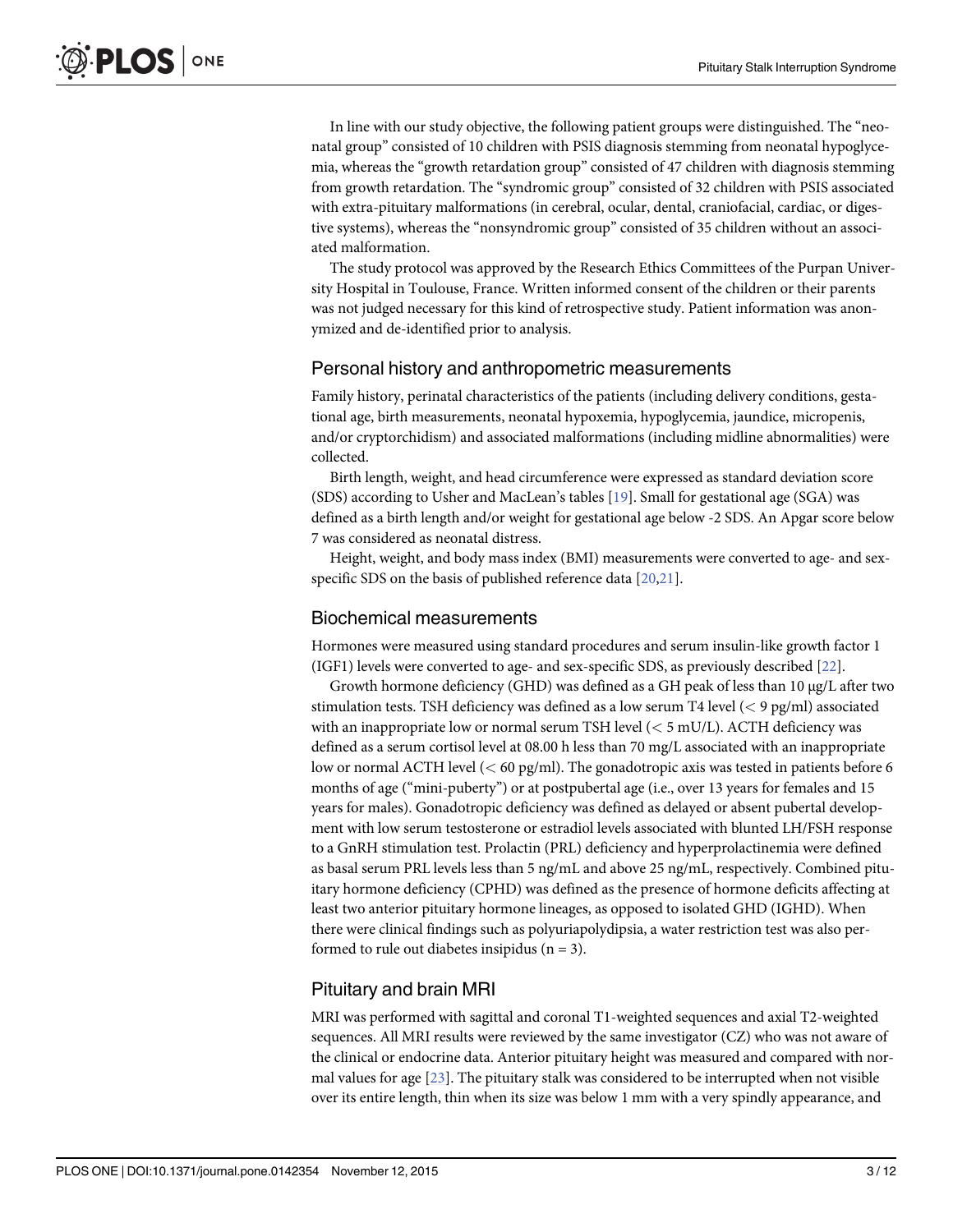In line with our study objective, the following patient groups were distinguished. The "neonatal group" consisted of 10 children with PSIS diagnosis stemming from neonatal hypoglycemia, whereas the "growth retardation group" consisted of 47 children with diagnosis stemming from growth retardation. The "syndromic group" consisted of 32 children with PSIS associated with extra-pituitary malformations (in cerebral, ocular, dental, craniofacial, cardiac, or digestive systems), whereas the "nonsyndromic group" consisted of 35 children without an associated malformation.

The study protocol was approved by the Research Ethics Committees of the Purpan University Hospital in Toulouse, France. Written informed consent of the children or their parents was not judged necessary for this kind of retrospective study. Patient information was anonymized and de-identified prior to analysis.

## Personal history and anthropometric measurements

Family history, perinatal characteristics of the patients (including delivery conditions, gestational age, birth measurements, neonatal hypoxemia, hypoglycemia, jaundice, micropenis, and/or cryptorchidism) and associated malformations (including midline abnormalities) were collected.

Birth length, weight, and head circumference were expressed as standard deviation score (SDS) according to Usher and MacLean's tables [19]. Small for gestational age (SGA) was defined as a birth length and/or weight for gestational age below -2 SDS. An Apgar score below 7 was considered as neonatal distress.

Height, weight, and body mass index (BMI) measurements were converted to age- and sex-specific SDS on the basis of published reference data [20,21].

## Biochemical measurements

Hormones were measured using standard procedures and serum insulin-like growth factor 1 (IGF1) levels were converted to age- and sex-specific SDS, as previously described [22].

Growth hormone deficiency (GHD) was defined as a GH peak of less than 10 μg/L after two stimulation tests. TSH deficiency was defined as a low serum T4 level (< 9 pg/ml) associated with an inappropriate low or normal serum TSH level (< 5 mU/L). ACTH deficiency was defined as a serum cortisol level at 08.00 h less than 70 mg/L associated with an inappropriate low or normal ACTH level (< 60 pg/ml). The gonadotropic axis was tested in patients before 6 months of age ("mini-puberty") or at postpubertal age (i.e., over 13 years for females and 15 years for males). Gonadotropic deficiency was defined as delayed or absent pubertal development with low serum testosterone or estradiol levels associated with blunted LH/FSH response to a GnRH stimulation test. Prolactin (PRL) deficiency and hyperprolactinemia were defined as basal serum PRL levels less than 5 ng/mL and above 25 ng/mL, respectively. Combined pituitary hormone deficiency (CPHD) was defined as the presence of hormone deficits affecting at least two anterior pituitary hormone lineages, as opposed to isolated GHD (IGHD). When there were clinical findings such as polyuriapolydipsia, a water restriction test was also performed to rule out diabetes insipidus (n = 3).

## Pituitary and brain MRI

MRI was performed with sagittal and coronal T1-weighted sequences and axial T2-weighted sequences. All MRI results were reviewed by the same investigator (CZ) who was not aware of the clinical or endocrine data. Anterior pituitary height was measured and compared with normal values for age [23]. The pituitary stalk was considered to be interrupted when not visible over its entire length, thin when its size was below 1 mm with a very spindly appearance, and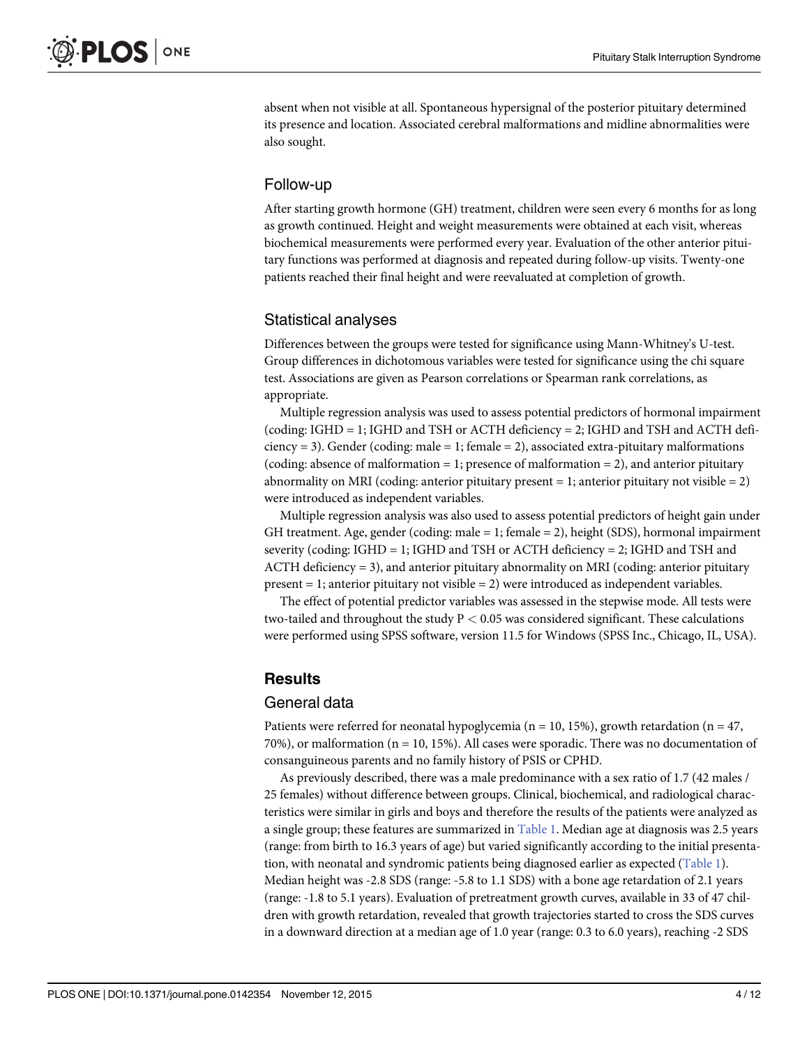absent when not visible at all. Spontaneous hypersignal of the posterior pituitary determined its presence and location. Associated cerebral malformations and midline abnormalities were also sought.

### Follow-up

After starting growth hormone (GH) treatment, children were seen every 6 months for as long as growth continued. Height and weight measurements were obtained at each visit, whereas biochemical measurements were performed every year. Evaluation of the other anterior pituitary functions was performed at diagnosis and repeated during follow-up visits. Twenty-one patients reached their final height and were reevaluated at completion of growth.

### Statistical analyses

Differences between the groups were tested for significance using Mann-Whitney's U-test. Group differences in dichotomous variables were tested for significance using the chi square test. Associations are given as Pearson correlations or Spearman rank correlations, as appropriate.

Multiple regression analysis was used to assess potential predictors of hormonal impairment (coding: IGHD = 1; IGHD and TSH or ACTH deficiency = 2; IGHD and TSH and ACTH deficiency = 3). Gender (coding: male = 1; female = 2), associated extra-pituitary malformations (coding: absence of malformation = 1; presence of malformation = 2), and anterior pituitary abnormality on MRI (coding: anterior pituitary present = 1; anterior pituitary not visible = 2) were introduced as independent variables.

Multiple regression analysis was also used to assess potential predictors of height gain under GH treatment. Age, gender (coding: male = 1; female = 2), height (SDS), hormonal impairment severity (coding: IGHD = 1; IGHD and TSH or ACTH deficiency = 2; IGHD and TSH and ACTH deficiency = 3), and anterior pituitary abnormality on MRI (coding: anterior pituitary present = 1; anterior pituitary not visible = 2) were introduced as independent variables.

The effect of potential predictor variables was assessed in the stepwise mode. All tests were two-tailed and throughout the study $P < 0.05$ was considered significant. These calculations were performed using SPSS software, version 11.5 for Windows (SPSS Inc., Chicago, IL, USA).

## Results

### General data

Patients were referred for neonatal hypoglycemia (n = 10, 15%), growth retardation (n = 47, 70%), or malformation (n = 10, 15%). All cases were sporadic. There was no documentation of consanguineous parents and no family history of PSIS or CPHD.

As previously described, there was a male predominance with a sex ratio of 1.7 (42 males / 25 females) without difference between groups. Clinical, biochemical, and radiological characteristics were similar in girls and boys and therefore the results of the patients were analyzed as a single group; these features are summarized in Table 1. Median age at diagnosis was 2.5 years (range: from birth to 16.3 years of age) but varied significantly according to the initial presentation, with neonatal and syndromic patients being diagnosed earlier as expected (Table 1). Median height was -2.8 SDS (range: -5.8 to 1.1 SDS) with a bone age retardation of 2.1 years (range: -1.8 to 5.1 years). Evaluation of pretreatment growth curves, available in 33 of 47 children with growth retardation, revealed that growth trajectories started to cross the SDS curves in a downward direction at a median age of 1.0 year (range: 0.3 to 6.0 years), reaching -2 SDS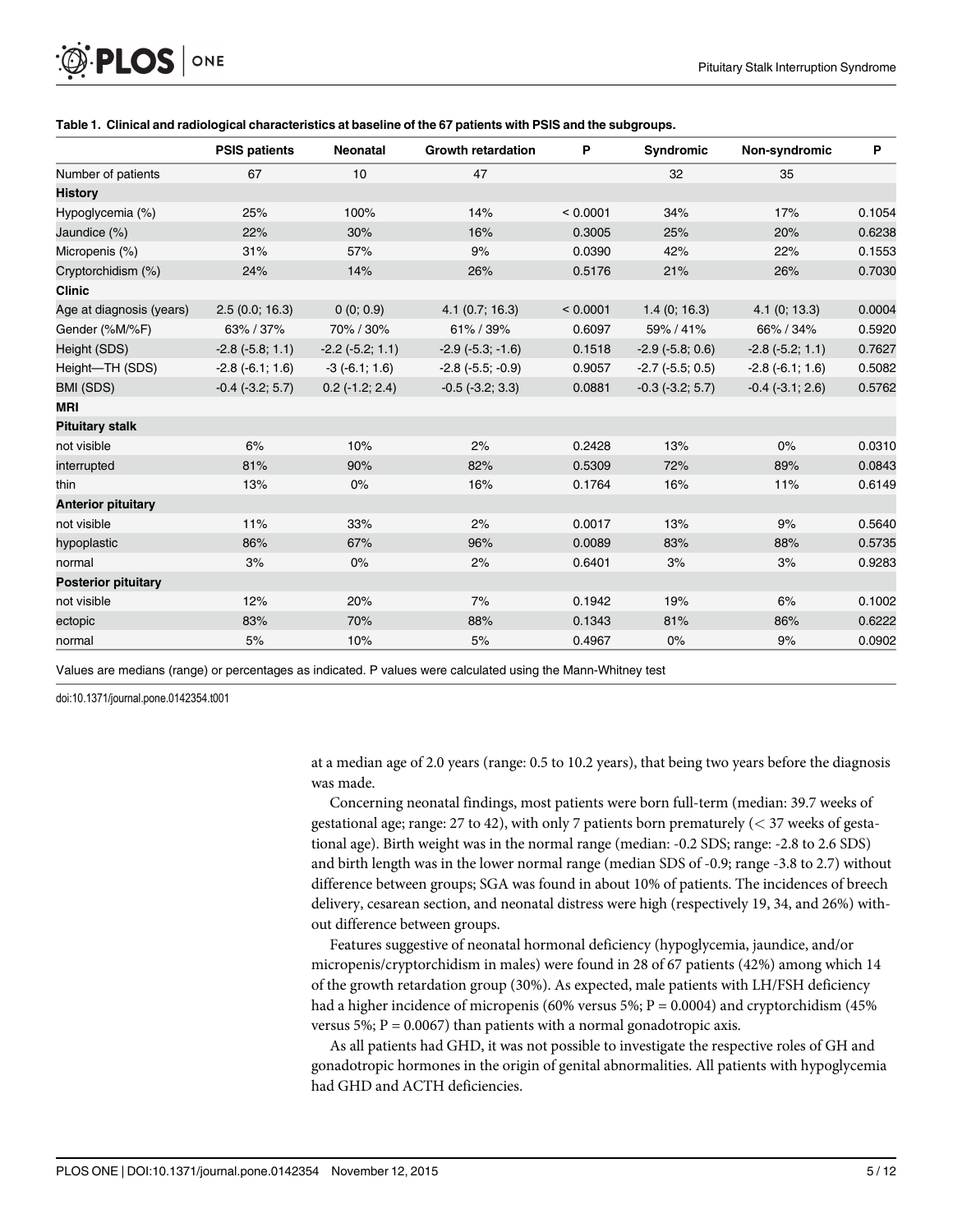**Table 1. Clinical and radiological characteristics at baseline of the 67 patients with PSIS and the subgroups.**

| | PSIS patients | Neonatal | Growth retardation | P | Syndromic | Non-syndromic | P |
|---|---|---|---|---|---|---|---|
| Number of patients | 67 | 10 | 47 | | 32 | 35 | |
| **History** | | | | | | | |
| Hypoglycemia (%) | 25% | 100% | 14% | < 0.0001 | 34% | 17% | 0.1054 |
| Jaundice (%) | 22% | 30% | 16% | 0.3005 | 25% | 20% | 0.6238 |
| Micropenis (%) | 31% | 57% | 9% | 0.0390 | 42% | 22% | 0.1553 |
| Cryptorchidism (%) | 24% | 14% | 26% | 0.5176 | 21% | 26% | 0.7030 |
| **Clinic** | | | | | | | |
| Age at diagnosis (years) | 2.5 (0.0; 16.3) | 0 (0; 0.9) | 4.1 (0.7; 16.3) | < 0.0001 | 1.4 (0; 16.3) | 4.1 (0; 13.3) | 0.0004 |
| Gender (%M/%F) | 63% / 37% | 70% / 30% | 61% / 39% | 0.6097 | 59% / 41% | 66% / 34% | 0.5920 |
| Height (SDS) | -2.8 (-5.8; 1.1) | -2.2 (-5.2; 1.1) | -2.9 (-5.3; -1.6) | 0.1518 | -2.9 (-5.8; 0.6) | -2.8 (-5.2; 1.1) | 0.7627 |
| Height—TH (SDS) | -2.8 (-6.1; 1.6) | -3 (-6.1; 1.6) | -2.8 (-5.5; -0.9) | 0.9057 | -2.7 (-5.5; 0.5) | -2.8 (-6.1; 1.6) | 0.5082 |
| BMI (SDS) | -0.4 (-3.2; 5.7) | 0.2 (-1.2; 2.4) | -0.5 (-3.2; 3.3) | 0.0881 | -0.3 (-3.2; 5.7) | -0.4 (-3.1; 2.6) | 0.5762 |
| **MRI** | | | | | | | |
| **Pituitary stalk** | | | | | | | |
| not visible | 6% | 10% | 2% | 0.2428 | 13% | 0% | 0.0310 |
| interrupted | 81% | 90% | 82% | 0.5309 | 72% | 89% | 0.0843 |
| thin | 13% | 0% | 16% | 0.1764 | 16% | 11% | 0.6149 |
| **Anterior pituitary** | | | | | | | |
| not visible | 11% | 33% | 2% | 0.0017 | 13% | 9% | 0.5640 |
| hypoplastic | 86% | 67% | 96% | 0.0089 | 83% | 88% | 0.5735 |
| normal | 3% | 0% | 2% | 0.6401 | 3% | 3% | 0.9283 |
| **Posterior pituitary** | | | | | | | |
| not visible | 12% | 20% | 7% | 0.1942 | 19% | 6% | 0.1002 |
| ectopic | 83% | 70% | 88% | 0.1343 | 81% | 86% | 0.6222 |
| normal | 5% | 10% | 5% | 0.4967 | 0% | 9% | 0.0902 |

Values are medians (range) or percentages as indicated. P values were calculated using the Mann-Whitney test

doi:10.1371/journal.pone.0142354.t001

at a median age of 2.0 years (range: 0.5 to 10.2 years), that being two years before the diagnosis was made.

Concerning neonatal findings, most patients were born full-term (median: 39.7 weeks of gestational age; range: 27 to 42), with only 7 patients born prematurely (< 37 weeks of gestational age). Birth weight was in the normal range (median: -0.2 SDS; range: -2.8 to 2.6 SDS) and birth length was in the lower normal range (median SDS of -0.9; range -3.8 to 2.7) without difference between groups; SGA was found in about 10% of patients. The incidences of breech delivery, cesarean section, and neonatal distress were high (respectively 19, 34, and 26%) without difference between groups.

Features suggestive of neonatal hormonal deficiency (hypoglycemia, jaundice, and/or micropenis/cryptorchidism in males) were found in 28 of 67 patients (42%) among which 14 of the growth retardation group (30%). As expected, male patients with LH/FSH deficiency had a higher incidence of micropenis (60% versus 5%; $P = 0.0004$) and cryptorchidism (45% versus 5%; $P = 0.0067$) than patients with a normal gonadotropic axis.

As all patients had GHD, it was not possible to investigate the respective roles of GH and gonadotropic hormones in the origin of genital abnormalities. All patients with hypoglycemia had GHD and ACTH deficiencies.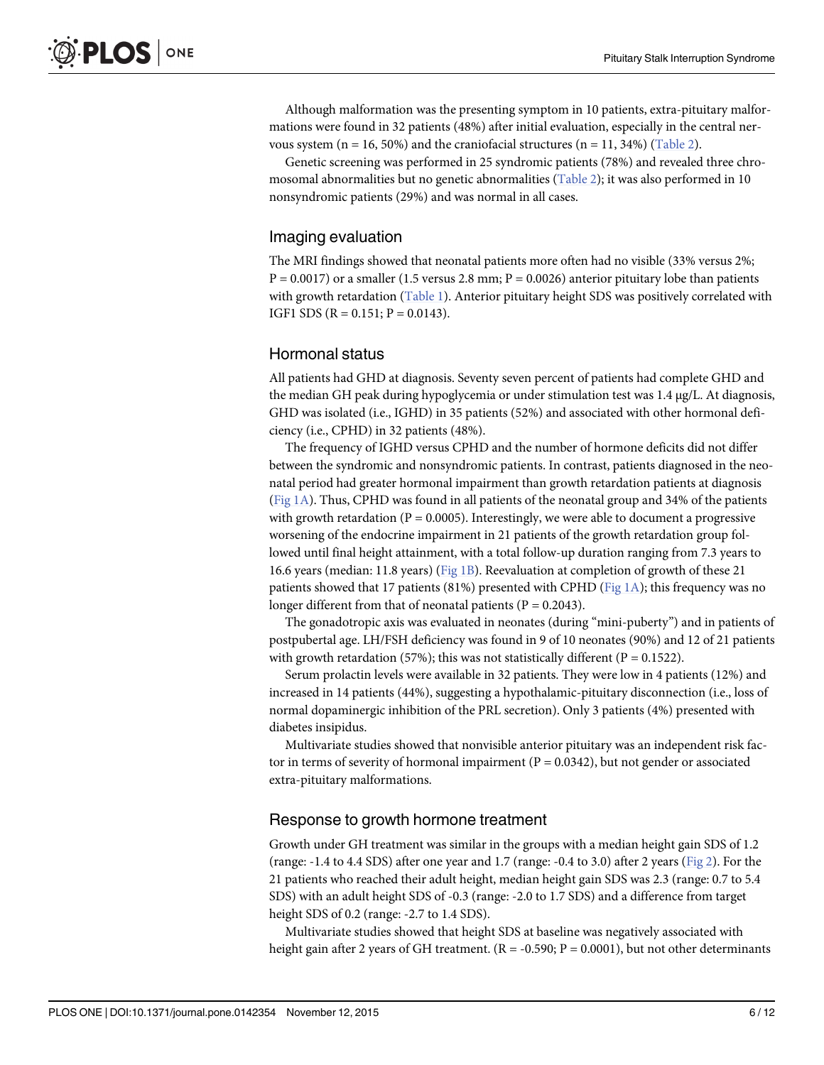Although malformation was the presenting symptom in 10 patients, extra-pituitary malformations were found in 32 patients (48%) after initial evaluation, especially in the central nervous system (n = 16, 50%) and the craniofacial structures (n = 11, 34%) (Table 2).

Genetic screening was performed in 25 syndromic patients (78%) and revealed three chromosomal abnormalities but no genetic abnormalities (Table 2); it was also performed in 10 nonsyndromic patients (29%) and was normal in all cases.

## Imaging evaluation

The MRI findings showed that neonatal patients more often had no visible (33% versus 2%; P = 0.0017) or a smaller (1.5 versus 2.8 mm; P = 0.0026) anterior pituitary lobe than patients with growth retardation (Table 1). Anterior pituitary height SDS was positively correlated with IGF1 SDS (R = 0.151; P = 0.0143).

## Hormonal status

All patients had GHD at diagnosis. Seventy seven percent of patients had complete GHD and the median GH peak during hypoglycemia or under stimulation test was 1.4 μg/L. At diagnosis, GHD was isolated (i.e., IGHD) in 35 patients (52%) and associated with other hormonal deficiency (i.e., CPHD) in 32 patients (48%).

The frequency of IGHD versus CPHD and the number of hormone deficits did not differ between the syndromic and nonsyndromic patients. In contrast, patients diagnosed in the neonatal period had greater hormonal impairment than growth retardation patients at diagnosis (Fig 1A). Thus, CPHD was found in all patients of the neonatal group and 34% of the patients with growth retardation (P = 0.0005). Interestingly, we were able to document a progressive worsening of the endocrine impairment in 21 patients of the growth retardation group followed until final height attainment, with a total follow-up duration ranging from 7.3 years to 16.6 years (median: 11.8 years) (Fig 1B). Reevaluation at completion of growth of these 21 patients showed that 17 patients (81%) presented with CPHD (Fig 1A); this frequency was no longer different from that of neonatal patients (P = 0.2043).

The gonadotropic axis was evaluated in neonates (during "mini-puberty") and in patients of postpubertal age. LH/FSH deficiency was found in 9 of 10 neonates (90%) and 12 of 21 patients with growth retardation (57%); this was not statistically different (P = 0.1522).

Serum prolactin levels were available in 32 patients. They were low in 4 patients (12%) and increased in 14 patients (44%), suggesting a hypothalamic-pituitary disconnection (i.e., loss of normal dopaminergic inhibition of the PRL secretion). Only 3 patients (4%) presented with diabetes insipidus.

Multivariate studies showed that nonvisible anterior pituitary was an independent risk factor in terms of severity of hormonal impairment (P = 0.0342), but not gender or associated extra-pituitary malformations.

## Response to growth hormone treatment

Growth under GH treatment was similar in the groups with a median height gain SDS of 1.2 (range: -1.4 to 4.4 SDS) after one year and 1.7 (range: -0.4 to 3.0) after 2 years (Fig 2). For the 21 patients who reached their adult height, median height gain SDS was 2.3 (range: 0.7 to 5.4 SDS) with an adult height SDS of -0.3 (range: -2.0 to 1.7 SDS) and a difference from target height SDS of 0.2 (range: -2.7 to 1.4 SDS).

Multivariate studies showed that height SDS at baseline was negatively associated with height gain after 2 years of GH treatment. (R = -0.590; P = 0.0001), but not other determinants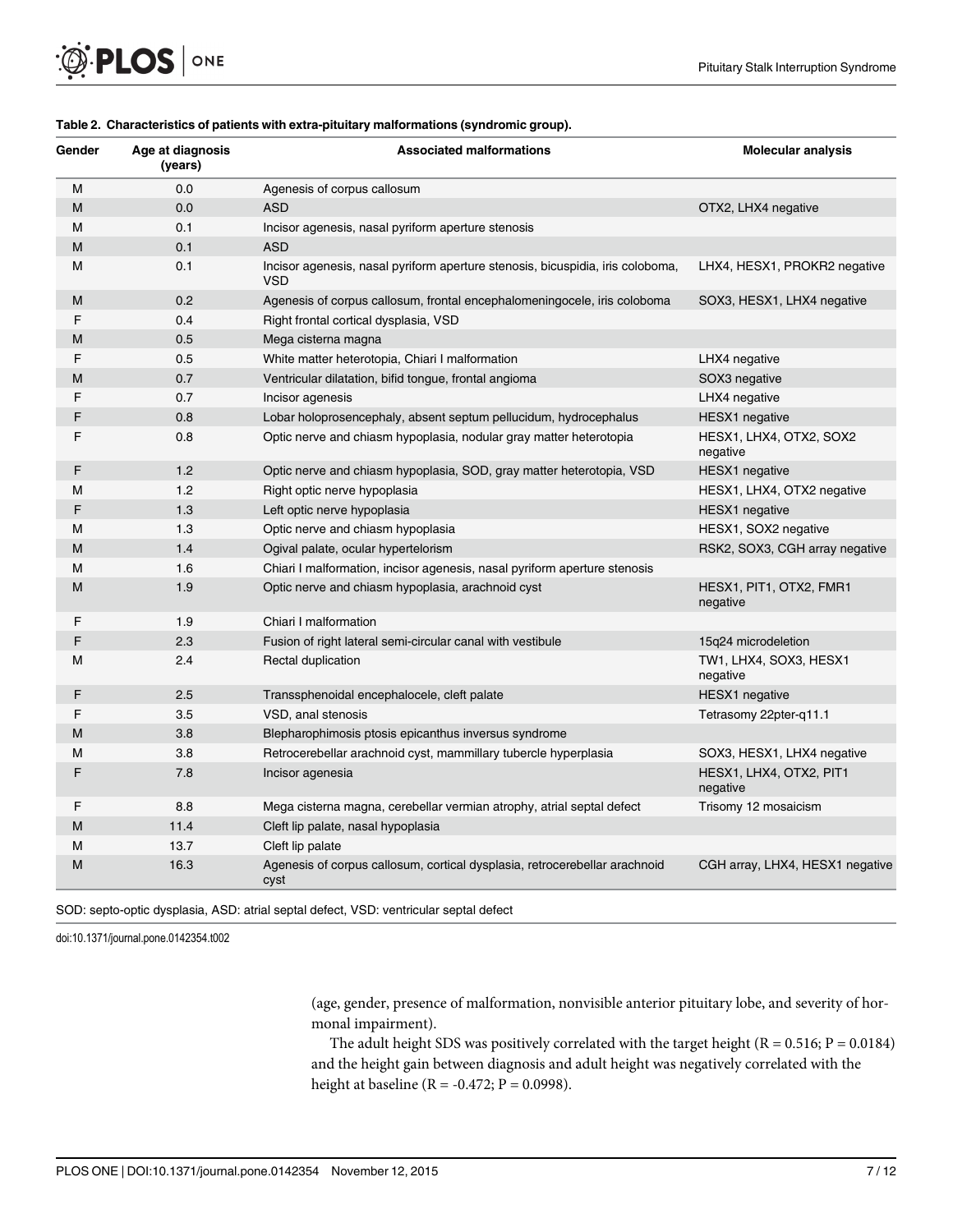**Table 2. Characteristics of patients with extra-pituitary malformations (syndromic group).**

| Gender | Age at diagnosis (years) | Associated malformations | Molecular analysis |
|---|---|---|---|
| M | 0.0 | Agenesis of corpus callosum | |
| M | 0.0 | ASD | OTX2, LHX4 negative |
| M | 0.1 | Incisor agenesis, nasal pyriform aperture stenosis | |
| M | 0.1 | ASD | |
| M | 0.1 | Incisor agenesis, nasal pyriform aperture stenosis, bicuspidia, iris coloboma, VSD | LHX4, HESX1, PROKR2 negative |
| M | 0.2 | Agenesis of corpus callosum, frontal encephalomeningocele, iris coloboma | SOX3, HESX1, LHX4 negative |
| F | 0.4 | Right frontal cortical dysplasia, VSD | |
| M | 0.5 | Mega cisterna magna | |
| F | 0.5 | White matter heterotopia, Chiari I malformation | LHX4 negative |
| M | 0.7 | Ventricular dilatation, bifid tongue, frontal angioma | SOX3 negative |
| F | 0.7 | Incisor agenesis | LHX4 negative |
| F | 0.8 | Lobar holoprosencephaly, absent septum pellucidum, hydrocephalus | HESX1 negative |
| F | 0.8 | Optic nerve and chiasm hypoplasia, nodular gray matter heterotopia | HESX1, LHX4, OTX2, SOX2 negative |
| F | 1.2 | Optic nerve and chiasm hypoplasia, SOD, gray matter heterotopia, VSD | HESX1 negative |
| M | 1.2 | Right optic nerve hypoplasia | HESX1, LHX4, OTX2 negative |
| F | 1.3 | Left optic nerve hypoplasia | HESX1 negative |
| M | 1.3 | Optic nerve and chiasm hypoplasia | HESX1, SOX2 negative |
| M | 1.4 | Ogival palate, ocular hypertelorism | RSK2, SOX3, CGH array negative |
| M | 1.6 | Chiari I malformation, incisor agenesis, nasal pyriform aperture stenosis | |
| M | 1.9 | Optic nerve and chiasm hypoplasia, arachnoid cyst | HESX1, PIT1, OTX2, FMR1 negative |
| F | 1.9 | Chiari I malformation | |
| F | 2.3 | Fusion of right lateral semi-circular canal with vestibule | 15q24 microdeletion |
| M | 2.4 | Rectal duplication | TW1, LHX4, SOX3, HESX1 negative |
| F | 2.5 | Transsphenoidal encephalocele, cleft palate | HESX1 negative |
| F | 3.5 | VSD, anal stenosis | Tetrasomy 22pter-q11.1 |
| M | 3.8 | Blepharophimosis ptosis epicanthus inversus syndrome | |
| M | 3.8 | Retrocerebellar arachnoid cyst, mammillary tubercle hyperplasia | SOX3, HESX1, LHX4 negative |
| F | 7.8 | Incisor agenesia | HESX1, LHX4, OTX2, PIT1 negative |
| F | 8.8 | Mega cisterna magna, cerebellar vermian atrophy, atrial septal defect | Trisomy 12 mosaicism |
| M | 11.4 | Cleft lip palate, nasal hypoplasia | |
| M | 13.7 | Cleft lip palate | |
| M | 16.3 | Agenesis of corpus callosum, cortical dysplasia, retrocerebellar arachnoid cyst | CGH array, LHX4, HESX1 negative |

SOD: septo-optic dysplasia, ASD: atrial septal defect, VSD: ventricular septal defect

doi:10.1371/journal.pone.0142354.t002

(age, gender, presence of malformation, nonvisible anterior pituitary lobe, and severity of hormonal impairment).

The adult height SDS was positively correlated with the target height ($R = 0.516$; $P = 0.0184$) and the height gain between diagnosis and adult height was negatively correlated with the height at baseline ($R = -0.472$; $P = 0.0998$).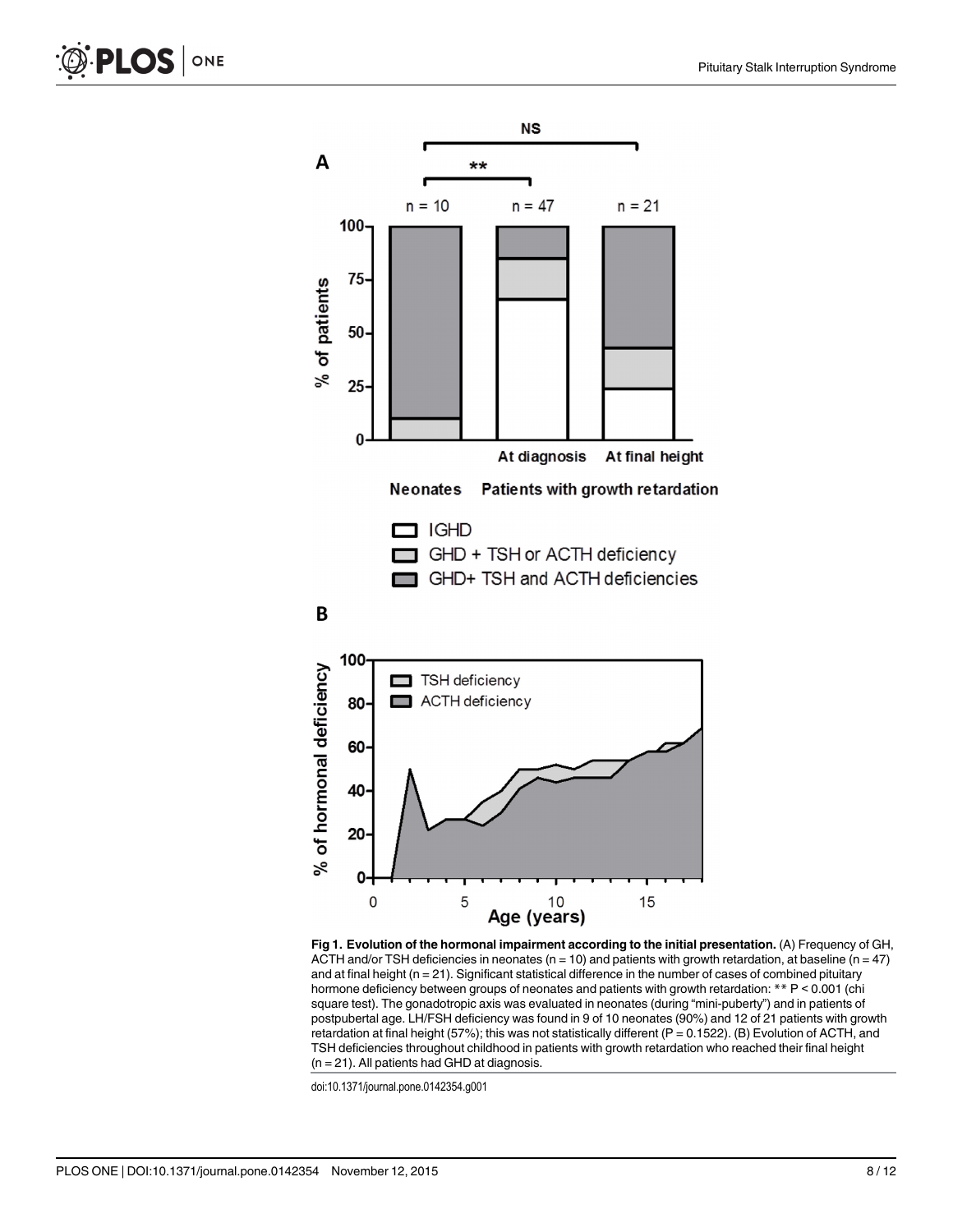**Fig 1. Evolution of the hormonal impairment according to the initial presentation.** (A) Frequency of GH, ACTH and/or TSH deficiencies in neonates (n = 10) and patients with growth retardation, at baseline (n = 47) and at final height (n = 21). Significant statistical difference in the number of cases of combined pituitary hormone deficiency between groups of neonates and patients with growth retardation: ** P < 0.001 (chi square test). The gonadotropic axis was evaluated in neonates (during "mini-puberty") and in patients of postpubertal age. LH/FSH deficiency was found in 9 of 10 neonates (90%) and 12 of 21 patients with growth retardation at final height (57%); this was not statistically different (P = 0.1522). (B) Evolution of ACTH, and TSH deficiencies throughout childhood in patients with growth retardation who reached their final height (n = 21). All patients had GHD at diagnosis.

doi:10.1371/journal.pone.0142354.g001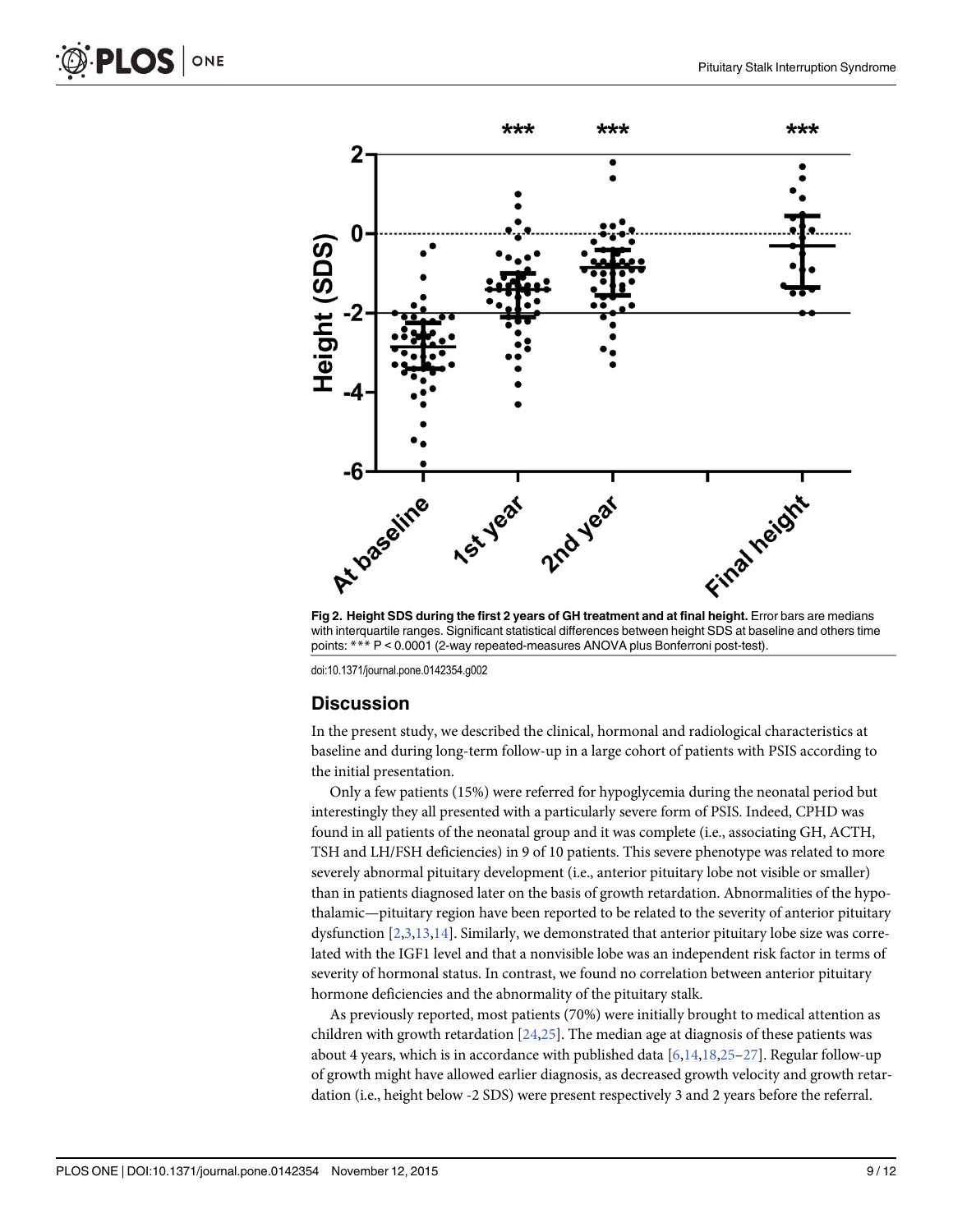Fig 2. Height SDS during the first 2 years of GH treatment and at final height. Error bars are medians with interquartile ranges. Significant statistical differences between height SDS at baseline and others time points: *** P < 0.0001 (2-way repeated-measures ANOVA plus Bonferroni post-test).

doi:10.1371/journal.pone.0142354.g002

## Discussion

In the present study, we described the clinical, hormonal and radiological characteristics at baseline and during long-term follow-up in a large cohort of patients with PSIS according to the initial presentation.

Only a few patients (15%) were referred for hypoglycemia during the neonatal period but interestingly they all presented with a particularly severe form of PSIS. Indeed, CPHD was found in all patients of the neonatal group and it was complete (i.e., associating GH, ACTH, TSH and LH/FSH deficiencies) in 9 of 10 patients. This severe phenotype was related to more severely abnormal pituitary development (i.e., anterior pituitary lobe not visible or smaller) than in patients diagnosed later on the basis of growth retardation. Abnormalities of the hypothalamic—pituitary region have been reported to be related to the severity of anterior pituitary dysfunction [2,3,13,14]. Similarly, we demonstrated that anterior pituitary lobe size was correlated with the IGF1 level and that a nonvisible lobe was an independent risk factor in terms of severity of hormonal status. In contrast, we found no correlation between anterior pituitary hormone deficiencies and the abnormality of the pituitary stalk.

As previously reported, most patients (70%) were initially brought to medical attention as children with growth retardation [24,25]. The median age at diagnosis of these patients was about 4 years, which is in accordance with published data [6,14,18,25–27]. Regular follow-up of growth might have allowed earlier diagnosis, as decreased growth velocity and growth retardation (i.e., height below -2 SDS) were present respectively 3 and 2 years before the referral.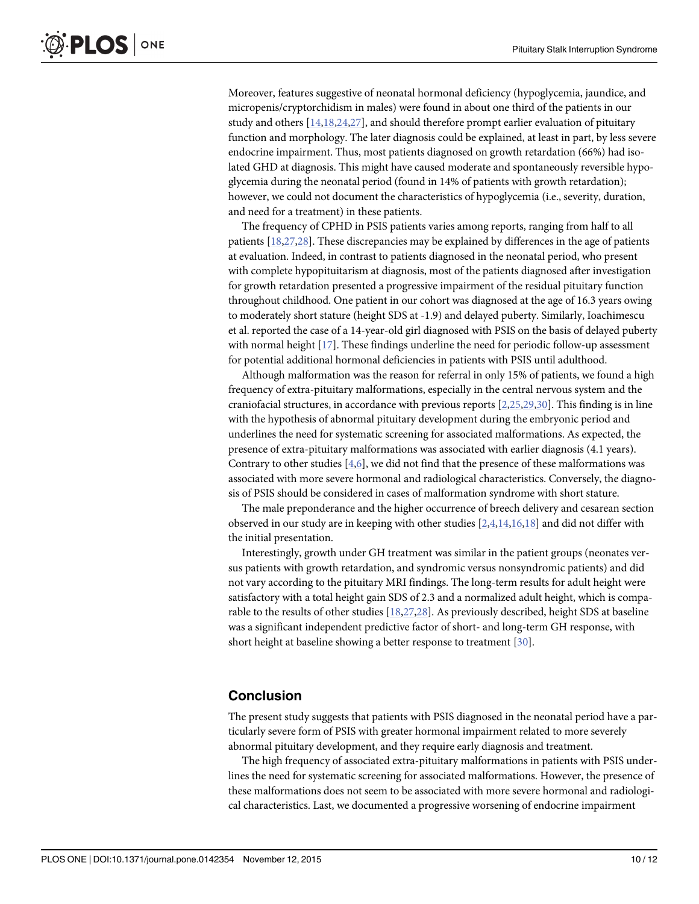Moreover, features suggestive of neonatal hormonal deficiency (hypoglycemia, jaundice, and micropenis/cryptorchidism in males) were found in about one third of the patients in our study and others [14,18,24,27], and should therefore prompt earlier evaluation of pituitary function and morphology. The later diagnosis could be explained, at least in part, by less severe endocrine impairment. Thus, most patients diagnosed on growth retardation (66%) had isolated GHD at diagnosis. This might have caused moderate and spontaneously reversible hypoglycemia during the neonatal period (found in 14% of patients with growth retardation); however, we could not document the characteristics of hypoglycemia (i.e., severity, duration, and need for a treatment) in these patients.

The frequency of CPHD in PSIS patients varies among reports, ranging from half to all patients [18,27,28]. These discrepancies may be explained by differences in the age of patients at evaluation. Indeed, in contrast to patients diagnosed in the neonatal period, who present with complete hypopituitarism at diagnosis, most of the patients diagnosed after investigation for growth retardation presented a progressive impairment of the residual pituitary function throughout childhood. One patient in our cohort was diagnosed at the age of 16.3 years owing to moderately short stature (height SDS at -1.9) and delayed puberty. Similarly, Ioachimescu et al. reported the case of a 14-year-old girl diagnosed with PSIS on the basis of delayed puberty with normal height [17]. These findings underline the need for periodic follow-up assessment for potential additional hormonal deficiencies in patients with PSIS until adulthood.

Although malformation was the reason for referral in only 15% of patients, we found a high frequency of extra-pituitary malformations, especially in the central nervous system and the craniofacial structures, in accordance with previous reports [2,25,29,30]. This finding is in line with the hypothesis of abnormal pituitary development during the embryonic period and underlines the need for systematic screening for associated malformations. As expected, the presence of extra-pituitary malformations was associated with earlier diagnosis (4.1 years). Contrary to other studies [4,6], we did not find that the presence of these malformations was associated with more severe hormonal and radiological characteristics. Conversely, the diagnosis of PSIS should be considered in cases of malformation syndrome with short stature.

The male preponderance and the higher occurrence of breech delivery and cesarean section observed in our study are in keeping with other studies [2,4,14,16,18] and did not differ with the initial presentation.

Interestingly, growth under GH treatment was similar in the patient groups (neonates versus patients with growth retardation, and syndromic versus nonsyndromic patients) and did not vary according to the pituitary MRI findings. The long-term results for adult height were satisfactory with a total height gain SDS of 2.3 and a normalized adult height, which is comparable to the results of other studies [18,27,28]. As previously described, height SDS at baseline was a significant independent predictive factor of short- and long-term GH response, with short height at baseline showing a better response to treatment [30].

## Conclusion

The present study suggests that patients with PSIS diagnosed in the neonatal period have a particularly severe form of PSIS with greater hormonal impairment related to more severely abnormal pituitary development, and they require early diagnosis and treatment.

The high frequency of associated extra-pituitary malformations in patients with PSIS underlines the need for systematic screening for associated malformations. However, the presence of these malformations does not seem to be associated with more severe hormonal and radiological characteristics. Last, we documented a progressive worsening of endocrine impairment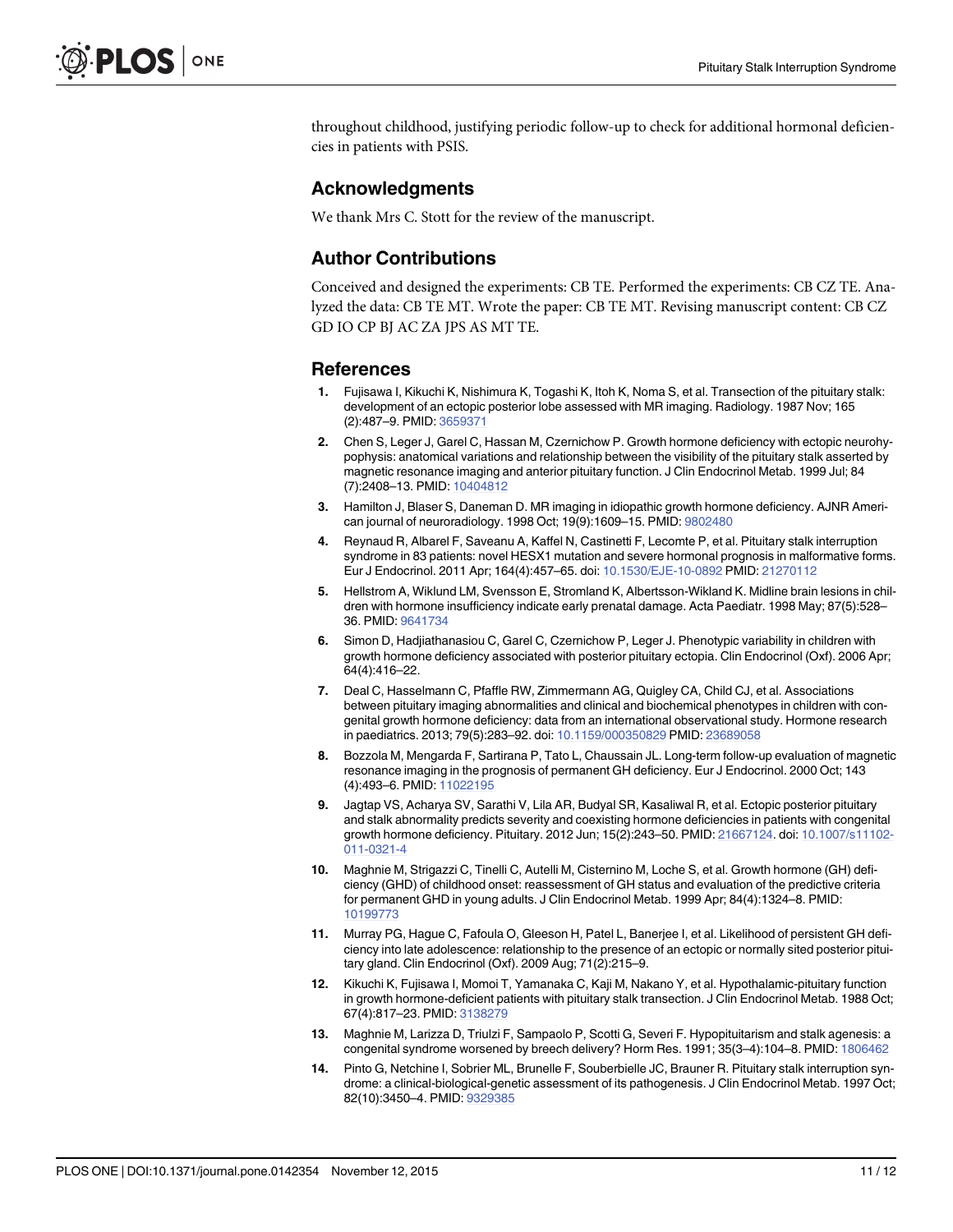throughout childhood, justifying periodic follow-up to check for additional hormonal deficiencies in patients with PSIS.

## Acknowledgments

We thank Mrs C. Stott for the review of the manuscript.

## Author Contributions

Conceived and designed the experiments: CB TE. Performed the experiments: CB CZ TE. Analyzed the data: CB TE MT. Wrote the paper: CB TE MT. Revising manuscript content: CB CZ GD IO CP BJ AC ZA JPS AS MT TE.

## References

1. Fujisawa I, Kikuchi K, Nishimura K, Togashi K, Itoh K, Noma S, et al. Transection of the pituitary stalk: development of an ectopic posterior lobe assessed with MR imaging. Radiology. 1987 Nov; 165 (2):487–9. PMID: 3659371
2. Chen S, Leger J, Garel C, Hassan M, Czernichow P. Growth hormone deficiency with ectopic neurohypophysis: anatomical variations and relationship between the visibility of the pituitary stalk asserted by magnetic resonance imaging and anterior pituitary function. J Clin Endocrinol Metab. 1999 Jul; 84 (7):2408–13. PMID: 10404812
3. Hamilton J, Blaser S, Daneman D. MR imaging in idiopathic growth hormone deficiency. AJNR American journal of neuroradiology. 1998 Oct; 19(9):1609–15. PMID: 9802480
4. Reynaud R, Albarel F, Saveanu A, Kaffel N, Castinetti F, Lecomte P, et al. Pituitary stalk interruption syndrome in 83 patients: novel HESX1 mutation and severe hormonal prognosis in malformative forms. Eur J Endocrinol. 2011 Apr; 164(4):457–65. doi: 10.1530/EJE-10-0892 PMID: 21270112
5. Hellstrom A, Wiklund LM, Svensson E, Stromland K, Albertsson-Wikland K. Midline brain lesions in children with hormone insufficiency indicate early prenatal damage. Acta Paediatr. 1998 May; 87(5):528–36. PMID: 9641734
6. Simon D, Hadjiathanasiou C, Garel C, Czernichow P, Leger J. Phenotypic variability in children with growth hormone deficiency associated with posterior pituitary ectopia. Clin Endocrinol (Oxf). 2006 Apr; 64(4):416–22.
7. Deal C, Hasselmann C, Pfaffle RW, Zimmermann AG, Quigley CA, Child CJ, et al. Associations between pituitary imaging abnormalities and clinical and biochemical phenotypes in children with congenital growth hormone deficiency: data from an international observational study. Hormone research in paediatrics. 2013; 79(5):283–92. doi: 10.1159/000350829 PMID: 23689058
8. Bozzola M, Mengarda F, Sartirana P, Tato L, Chaussain JL. Long-term follow-up evaluation of magnetic resonance imaging in the prognosis of permanent GH deficiency. Eur J Endocrinol. 2000 Oct; 143 (4):493–6. PMID: 11022195
9. Jagtap VS, Acharya SV, Sarathi V, Lila AR, Budyal SR, Kasaliwal R, et al. Ectopic posterior pituitary and stalk abnormality predicts severity and coexisting hormone deficiencies in patients with congenital growth hormone deficiency. Pituitary. 2012 Jun; 15(2):243–50. PMID: 21667124. doi: 10.1007/s11102-011-0321-4
10. Maghnie M, Strigazzi C, Tinelli C, Autelli M, Cisternino M, Loche S, et al. Growth hormone (GH) deficiency (GHD) of childhood onset: reassessment of GH status and evaluation of the predictive criteria for permanent GHD in young adults. J Clin Endocrinol Metab. 1999 Apr; 84(4):1324–8. PMID: 10199773
11. Murray PG, Hague C, Fafoula O, Gleeson H, Patel L, Banerjee I, et al. Likelihood of persistent GH deficiency into late adolescence: relationship to the presence of an ectopic or normally sited posterior pituitary gland. Clin Endocrinol (Oxf). 2009 Aug; 71(2):215–9.
12. Kikuchi K, Fujisawa I, Momoi T, Yamanaka C, Kaji M, Nakano Y, et al. Hypothalamic-pituitary function in growth hormone-deficient patients with pituitary stalk transection. J Clin Endocrinol Metab. 1988 Oct; 67(4):817–23. PMID: 3138279
13. Maghnie M, Larizza D, Triulzi F, Sampaolo P, Scotti G, Severi F. Hypopituitarism and stalk agenesis: a congenital syndrome worsened by breech delivery? Horm Res. 1991; 35(3–4):104–8. PMID: 1806462
14. Pinto G, Netchine I, Sobrier ML, Brunelle F, Souberbielle JC, Brauner R. Pituitary stalk interruption syndrome: a clinical-biological-genetic assessment of its pathogenesis. J Clin Endocrinol Metab. 1997 Oct; 82(10):3450–4. PMID: 9329385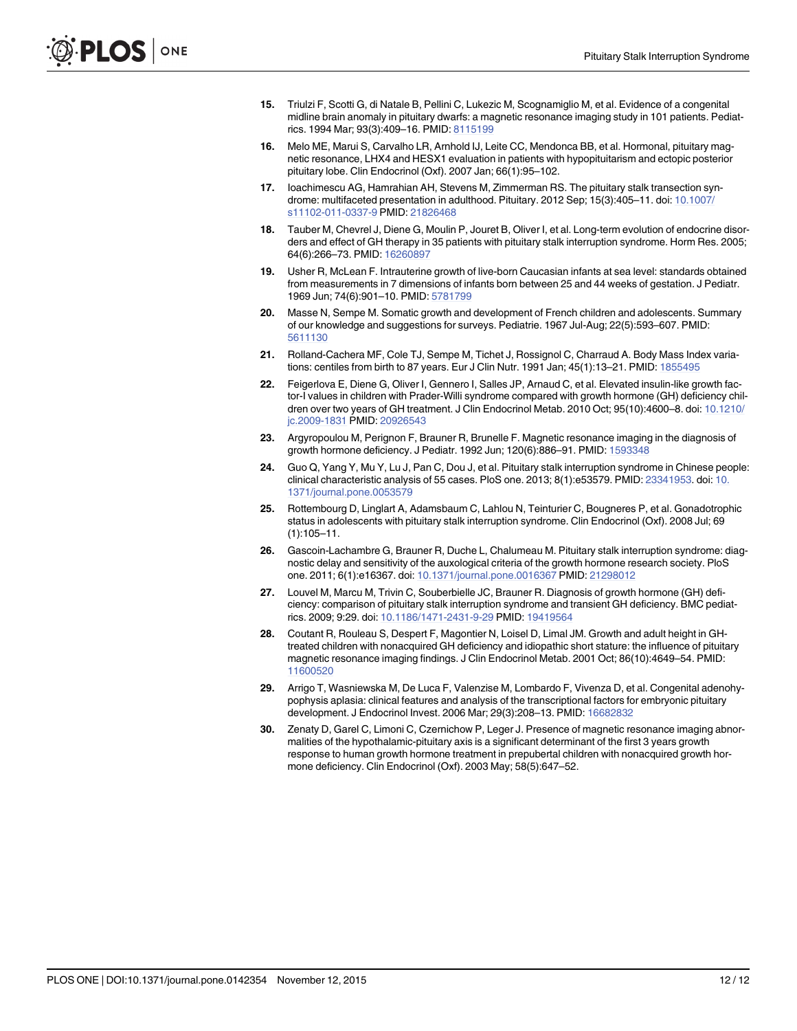15. Triulzi F, Scotti G, di Natale B, Pellini C, Lukezic M, Scognamiglio M, et al. Evidence of a congenital midline brain anomaly in pituitary dwarfs: a magnetic resonance imaging study in 101 patients. Pediatrics. 1994 Mar; 93(3):409–16. PMID: 8115199
16. Melo ME, Marui S, Carvalho LR, Arnhold IJ, Leite CC, Mendonca BB, et al. Hormonal, pituitary magnetic resonance, LHX4 and HESX1 evaluation in patients with hypopituitarism and ectopic posterior pituitary lobe. Clin Endocrinol (Oxf). 2007 Jan; 66(1):95–102.
17. Ioachimescu AG, Hamrahian AH, Stevens M, Zimmerman RS. The pituitary stalk transection syndrome: multifaceted presentation in adulthood. Pituitary. 2012 Sep; 15(3):405–11. doi: 10.1007/s11102-011-0337-9 PMID: 21826468
18. Tauber M, Chevrel J, Diene G, Moulin P, Jouret B, Oliver I, et al. Long-term evolution of endocrine disorders and effect of GH therapy in 35 patients with pituitary stalk interruption syndrome. Horm Res. 2005; 64(6):266–73. PMID: 16260897
19. Usher R, McLean F. Intrauterine growth of live-born Caucasian infants at sea level: standards obtained from measurements in 7 dimensions of infants born between 25 and 44 weeks of gestation. J Pediatr. 1969 Jun; 74(6):901–10. PMID: 5781799
20. Masse N, Sempe M. Somatic growth and development of French children and adolescents. Summary of our knowledge and suggestions for surveys. Pediatrie. 1967 Jul-Aug; 22(5):593–607. PMID: 5611130
21. Rolland-Cachera MF, Cole TJ, Sempe M, Tichet J, Rossignol C, Charraud A. Body Mass Index variations: centiles from birth to 87 years. Eur J Clin Nutr. 1991 Jan; 45(1):13–21. PMID: 1855495
22. Feigerlova E, Diene G, Oliver I, Gennero I, Salles JP, Arnaud C, et al. Elevated insulin-like growth factor-I values in children with Prader-Willi syndrome compared with growth hormone (GH) deficiency children over two years of GH treatment. J Clin Endocrinol Metab. 2010 Oct; 95(10):4600–8. doi: 10.1210/jc.2009-1831 PMID: 20926543
23. Argyropoulou M, Perignon F, Brauner R, Brunelle F. Magnetic resonance imaging in the diagnosis of growth hormone deficiency. J Pediatr. 1992 Jun; 120(6):886–91. PMID: 1593348
24. Guo Q, Yang Y, Mu Y, Lu J, Pan C, Dou J, et al. Pituitary stalk interruption syndrome in Chinese people: clinical characteristic analysis of 55 cases. PloS one. 2013; 8(1):e53579. PMID: 23341953. doi: 10.1371/journal.pone.0053579
25. Rottembourg D, Linglart A, Adamsbaum C, Lahlou N, Teinturier C, Bougneres P, et al. Gonadotrophic status in adolescents with pituitary stalk interruption syndrome. Clin Endocrinol (Oxf). 2008 Jul; 69(1):105–11.
26. Gascoin-Lachambre G, Brauner R, Duche L, Chalumeau M. Pituitary stalk interruption syndrome: diagnostic delay and sensitivity of the auxological criteria of the growth hormone research society. PloS one. 2011; 6(1):e16367. doi: 10.1371/journal.pone.0016367 PMID: 21298012
27. Louvel M, Marcu M, Trivin C, Souberbielle JC, Brauner R. Diagnosis of growth hormone (GH) deficiency: comparison of pituitary stalk interruption syndrome and transient GH deficiency. BMC pediatrics. 2009; 9:29. doi: 10.1186/1471-2431-9-29 PMID: 19419564
28. Coutant R, Rouleau S, Despert F, Magontier N, Loisel D, Limal JM. Growth and adult height in GH-treated children with nonacquired GH deficiency and idiopathic short stature: the influence of pituitary magnetic resonance imaging findings. J Clin Endocrinol Metab. 2001 Oct; 86(10):4649–54. PMID: 11600520
29. Arrigo T, Wasniewska M, De Luca F, Valenzise M, Lombardo F, Vivenza D, et al. Congenital adenohypophysis aplasia: clinical features and analysis of the transcriptional factors for embryonic pituitary development. J Endocrinol Invest. 2006 Mar; 29(3):208–13. PMID: 16682832
30. Zenaty D, Garel C, Limoni C, Czernichow P, Leger J. Presence of magnetic resonance imaging abnormalities of the hypothalamic-pituitary axis is a significant determinant of the first 3 years growth response to human growth hormone treatment in prepubertal children with nonacquired growth hormone deficiency. Clin Endocrinol (Oxf). 2003 May; 58(5):647–52.